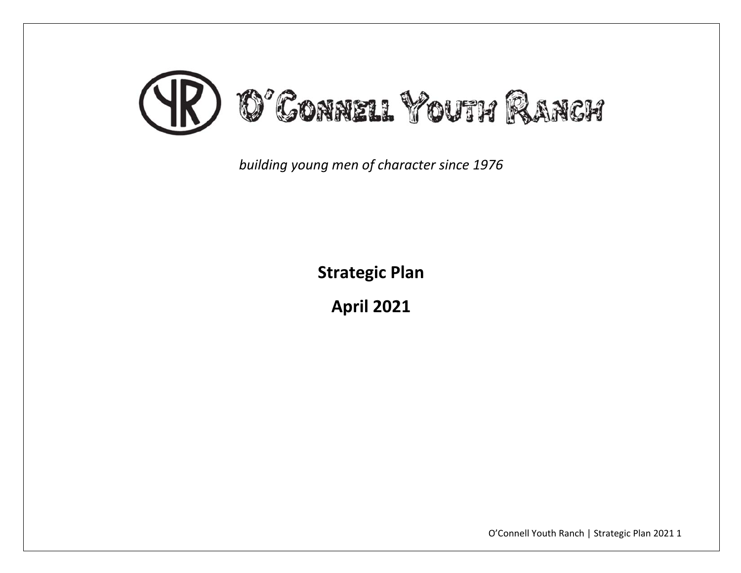# O'Connell Youth Ranch

*building young men of character since 1976*

**Strategic Plan**

**April 2021**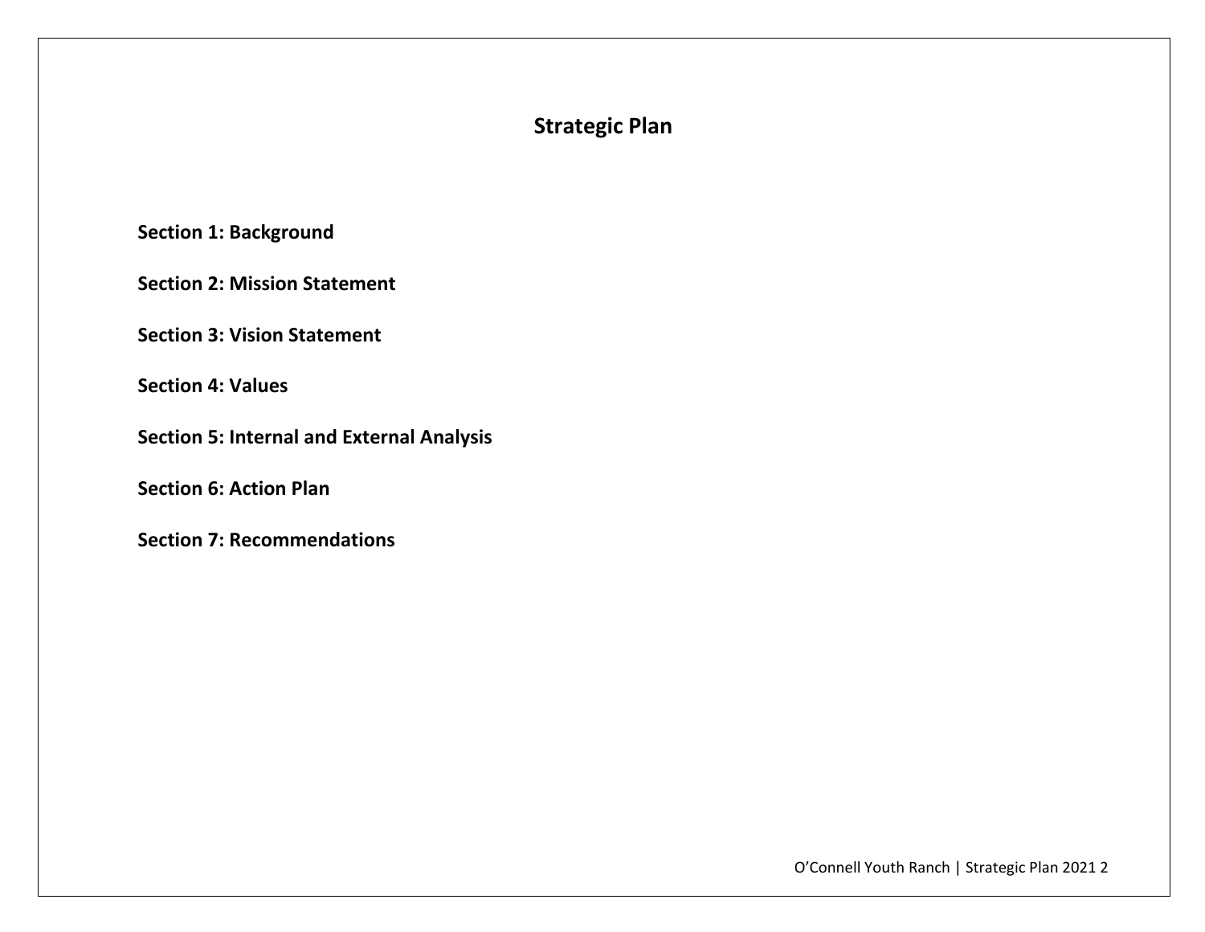# Strategic Plan

**Section 1: Background**

**Section 2: Mission Statement**

**Section 3: Vision Statement**

**Section 4: Values**

**Section 5: Internal and External Analysis**

**Section 6: Action Plan**

**Section 7: Recommendations**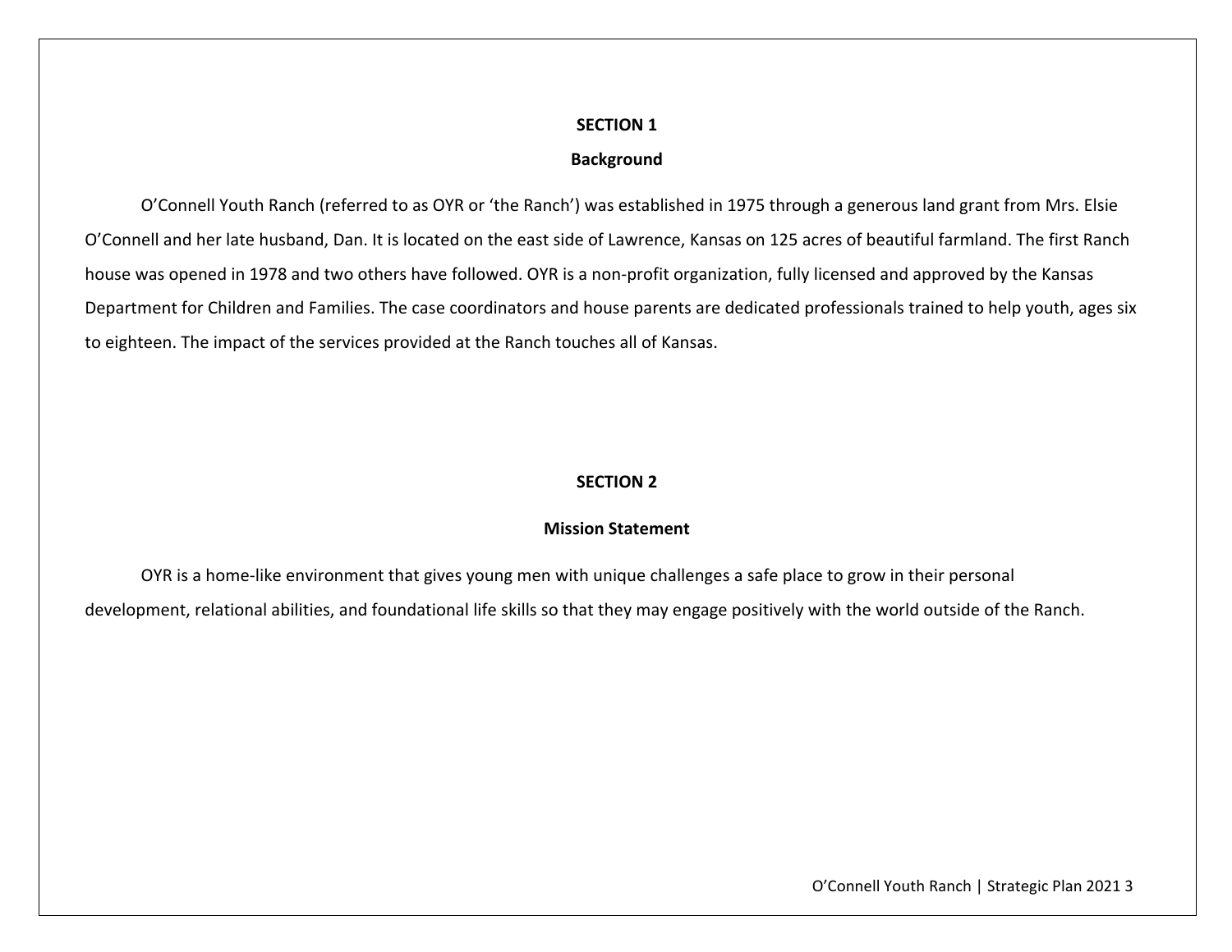## SECTION 1

### Background

O'Connell Youth Ranch (referred to as OYR or 'the Ranch') was established in 1975 through a generous land grant from Mrs. Elsie O'Connell and her late husband, Dan. It is located on the east side of Lawrence, Kansas on 125 acres of beautiful farmland. The first Ranch house was opened in 1978 and two others have followed. OYR is a non-profit organization, fully licensed and approved by the Kansas Department for Children and Families. The case coordinators and house parents are dedicated professionals trained to help youth, ages six to eighteen. The impact of the services provided at the Ranch touches all of Kansas.

## SECTION 2

### Mission Statement

OYR is a home-like environment that gives young men with unique challenges a safe place to grow in their personal development, relational abilities, and foundational life skills so that they may engage positively with the world outside of the Ranch.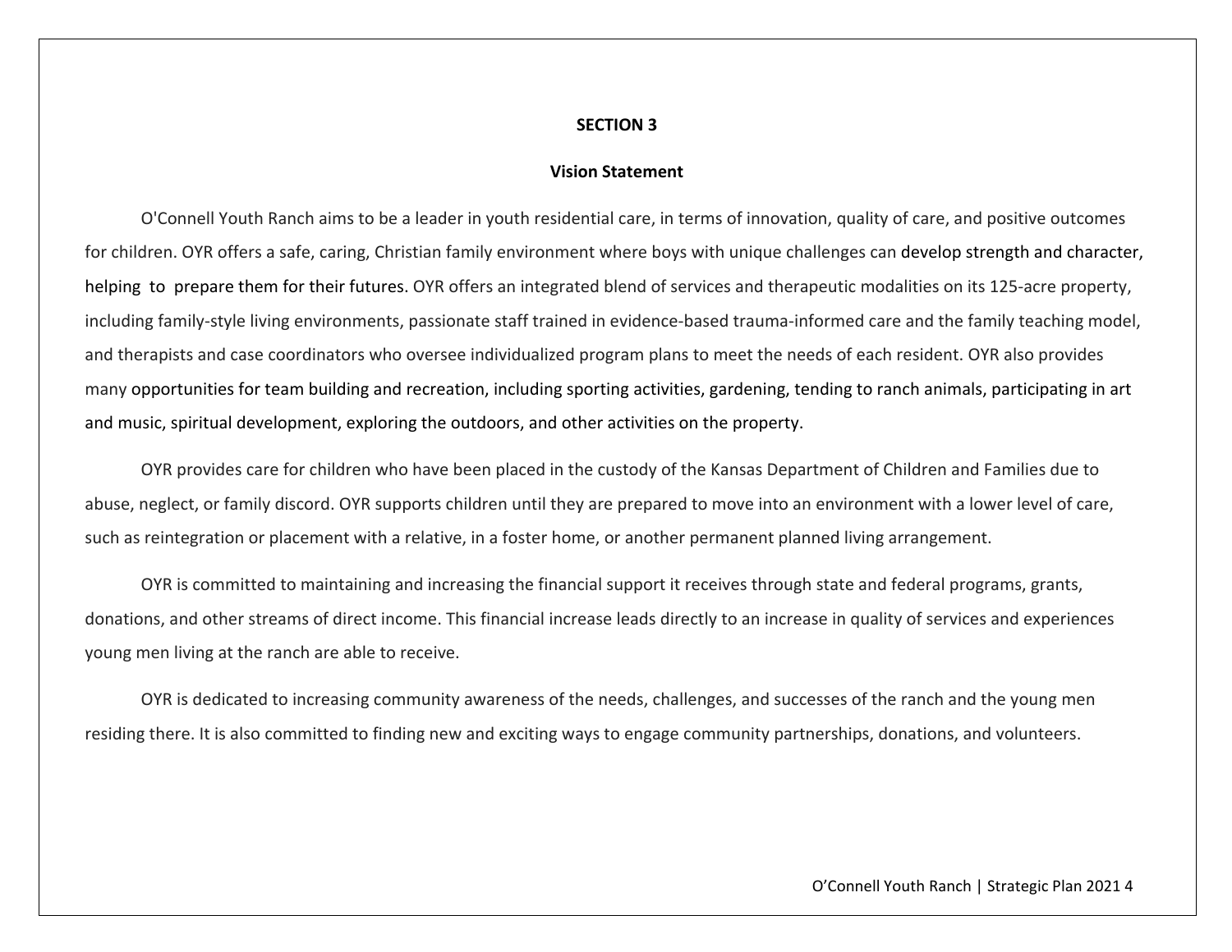## SECTION 3

### Vision Statement

O'Connell Youth Ranch aims to be a leader in youth residential care, in terms of innovation, quality of care, and positive outcomes for children. OYR offers a safe, caring, Christian family environment where boys with unique challenges can develop strength and character, helping to prepare them for their futures. OYR offers an integrated blend of services and therapeutic modalities on its 125-acre property, including family-style living environments, passionate staff trained in evidence-based trauma-informed care and the family teaching model, and therapists and case coordinators who oversee individualized program plans to meet the needs of each resident. OYR also provides many opportunities for team building and recreation, including sporting activities, gardening, tending to ranch animals, participating in art and music, spiritual development, exploring the outdoors, and other activities on the property.

OYR provides care for children who have been placed in the custody of the Kansas Department of Children and Families due to abuse, neglect, or family discord. OYR supports children until they are prepared to move into an environment with a lower level of care, such as reintegration or placement with a relative, in a foster home, or another permanent planned living arrangement.

OYR is committed to maintaining and increasing the financial support it receives through state and federal programs, grants, donations, and other streams of direct income. This financial increase leads directly to an increase in quality of services and experiences young men living at the ranch are able to receive.

OYR is dedicated to increasing community awareness of the needs, challenges, and successes of the ranch and the young men residing there. It is also committed to finding new and exciting ways to engage community partnerships, donations, and volunteers.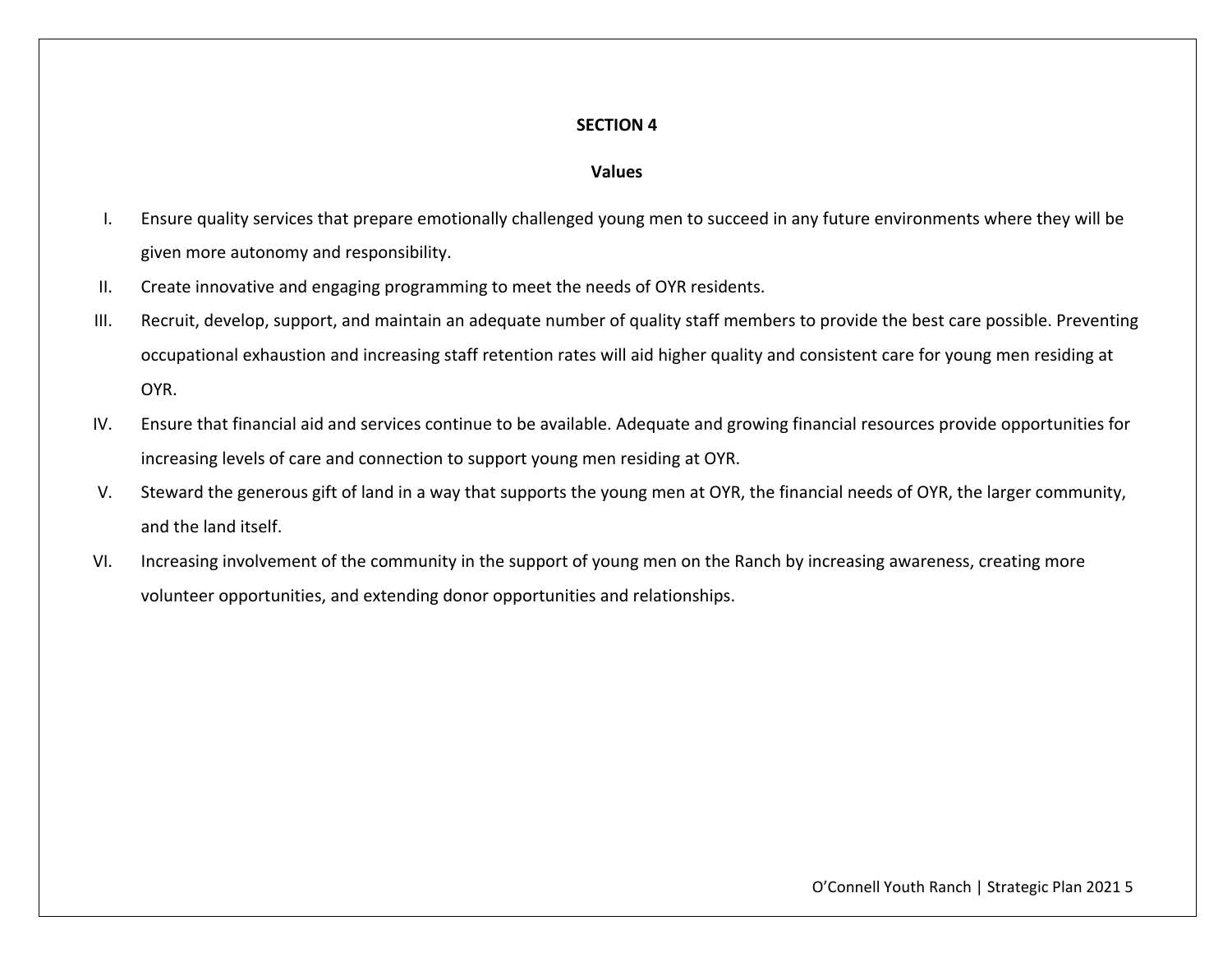## SECTION 4

### Values

I. Ensure quality services that prepare emotionally challenged young men to succeed in any future environments where they will be given more autonomy and responsibility.

II. Create innovative and engaging programming to meet the needs of OYR residents.

III. Recruit, develop, support, and maintain an adequate number of quality staff members to provide the best care possible. Preventing occupational exhaustion and increasing staff retention rates will aid higher quality and consistent care for young men residing at OYR.

IV. Ensure that financial aid and services continue to be available. Adequate and growing financial resources provide opportunities for increasing levels of care and connection to support young men residing at OYR.

V. Steward the generous gift of land in a way that supports the young men at OYR, the financial needs of OYR, the larger community, and the land itself.

VI. Increasing involvement of the community in the support of young men on the Ranch by increasing awareness, creating more volunteer opportunities, and extending donor opportunities and relationships.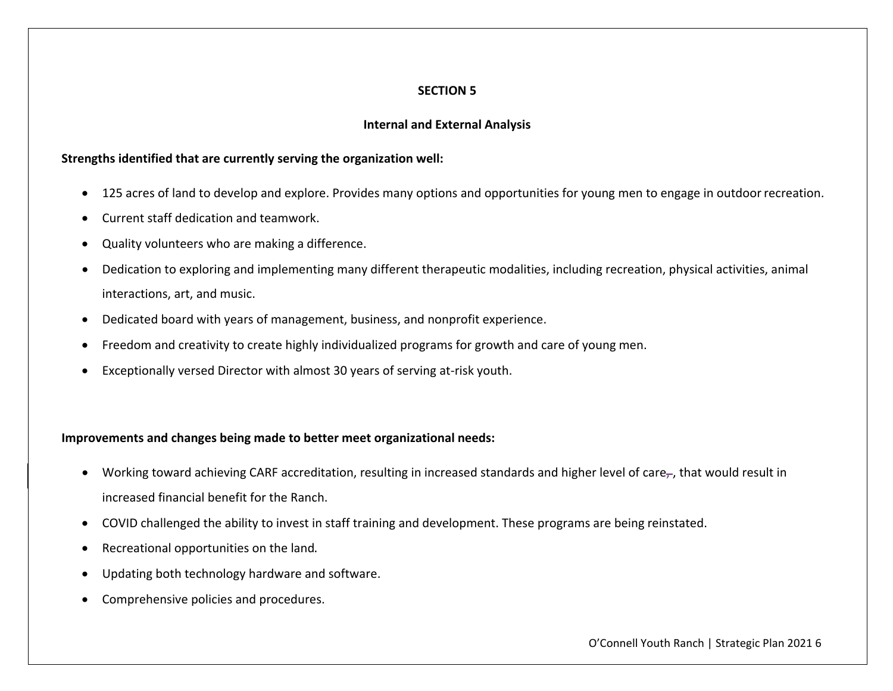## SECTION 5

### Internal and External Analysis

**Strengths identified that are currently serving the organization well:**

- 125 acres of land to develop and explore. Provides many options and opportunities for young men to engage in outdoor recreation.
- Current staff dedication and teamwork.
- Quality volunteers who are making a difference.
- Dedication to exploring and implementing many different therapeutic modalities, including recreation, physical activities, animal interactions, art, and music.
- Dedicated board with years of management, business, and nonprofit experience.
- Freedom and creativity to create highly individualized programs for growth and care of young men.
- Exceptionally versed Director with almost 30 years of serving at-risk youth.

**Improvements and changes being made to better meet organizational needs:**

- Working toward achieving CARF accreditation, resulting in increased standards and higher level of care, that would result in increased financial benefit for the Ranch.
- COVID challenged the ability to invest in staff training and development. These programs are being reinstated.
- Recreational opportunities on the land.
- Updating both technology hardware and software.
- Comprehensive policies and procedures.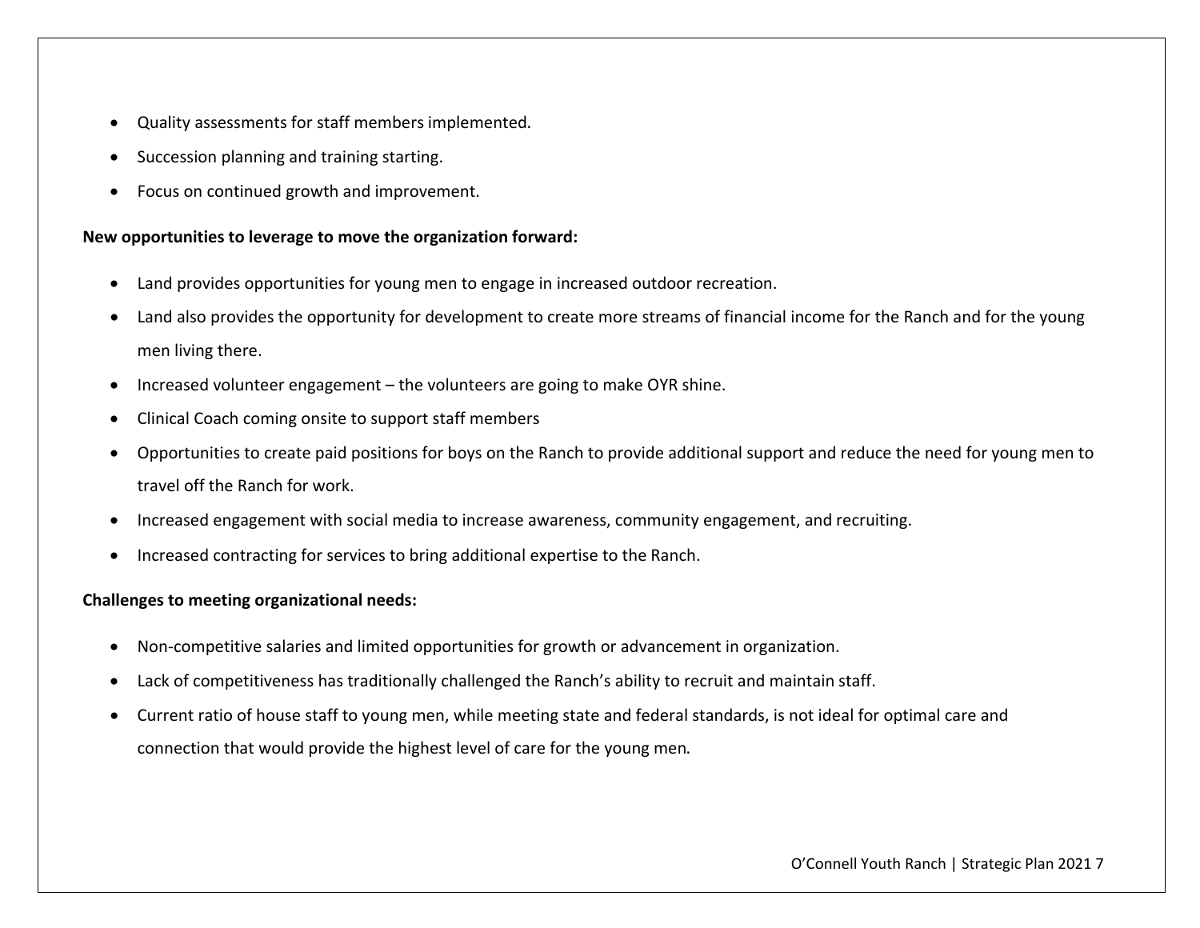- Quality assessments for staff members implemented.
- Succession planning and training starting.
- Focus on continued growth and improvement.

**New opportunities to leverage to move the organization forward:**

- Land provides opportunities for young men to engage in increased outdoor recreation.
- Land also provides the opportunity for development to create more streams of financial income for the Ranch and for the young men living there.
- Increased volunteer engagement – the volunteers are going to make OYR shine.
- Clinical Coach coming onsite to support staff members
- Opportunities to create paid positions for boys on the Ranch to provide additional support and reduce the need for young men to travel off the Ranch for work.
- Increased engagement with social media to increase awareness, community engagement, and recruiting.
- Increased contracting for services to bring additional expertise to the Ranch.

**Challenges to meeting organizational needs:**

- Non-competitive salaries and limited opportunities for growth or advancement in organization.
- Lack of competitiveness has traditionally challenged the Ranch's ability to recruit and maintain staff.
- Current ratio of house staff to young men, while meeting state and federal standards, is not ideal for optimal care and connection that would provide the highest level of care for the young men.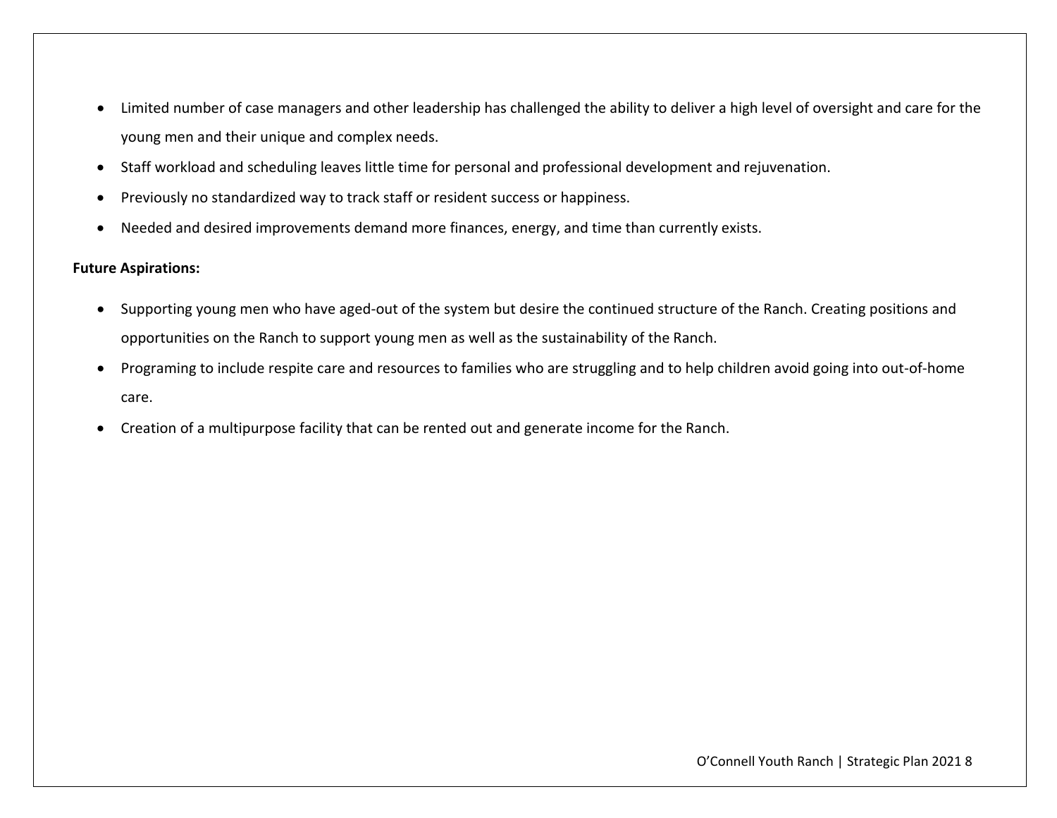- Limited number of case managers and other leadership has challenged the ability to deliver a high level of oversight and care for the young men and their unique and complex needs.
- Staff workload and scheduling leaves little time for personal and professional development and rejuvenation.
- Previously no standardized way to track staff or resident success or happiness.
- Needed and desired improvements demand more finances, energy, and time than currently exists.

**Future Aspirations:**

- Supporting young men who have aged-out of the system but desire the continued structure of the Ranch. Creating positions and opportunities on the Ranch to support young men as well as the sustainability of the Ranch.
- Programing to include respite care and resources to families who are struggling and to help children avoid going into out-of-home care.
- Creation of a multipurpose facility that can be rented out and generate income for the Ranch.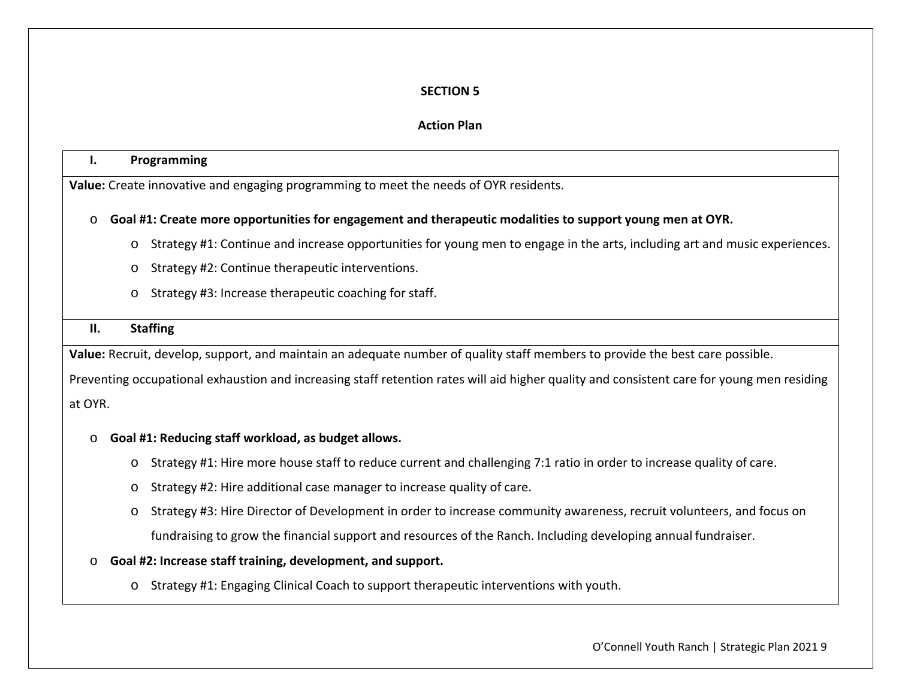## SECTION 5

### Action Plan

#### I. Programming

**Value:** Create innovative and engaging programming to meet the needs of OYR residents.

- **Goal #1: Create more opportunities for engagement and therapeutic modalities to support young men at OYR.**
  - Strategy #1: Continue and increase opportunities for young men to engage in the arts, including art and music experiences.
  - Strategy #2: Continue therapeutic interventions.
  - Strategy #3: Increase therapeutic coaching for staff.

#### II. Staffing

**Value:** Recruit, develop, support, and maintain an adequate number of quality staff members to provide the best care possible. Preventing occupational exhaustion and increasing staff retention rates will aid higher quality and consistent care for young men residing at OYR.

- **Goal #1: Reducing staff workload, as budget allows.**
  - Strategy #1: Hire more house staff to reduce current and challenging 7:1 ratio in order to increase quality of care.
  - Strategy #2: Hire additional case manager to increase quality of care.
  - Strategy #3: Hire Director of Development in order to increase community awareness, recruit volunteers, and focus on fundraising to grow the financial support and resources of the Ranch. Including developing annual fundraiser.
- **Goal #2: Increase staff training, development, and support.**
  - Strategy #1: Engaging Clinical Coach to support therapeutic interventions with youth.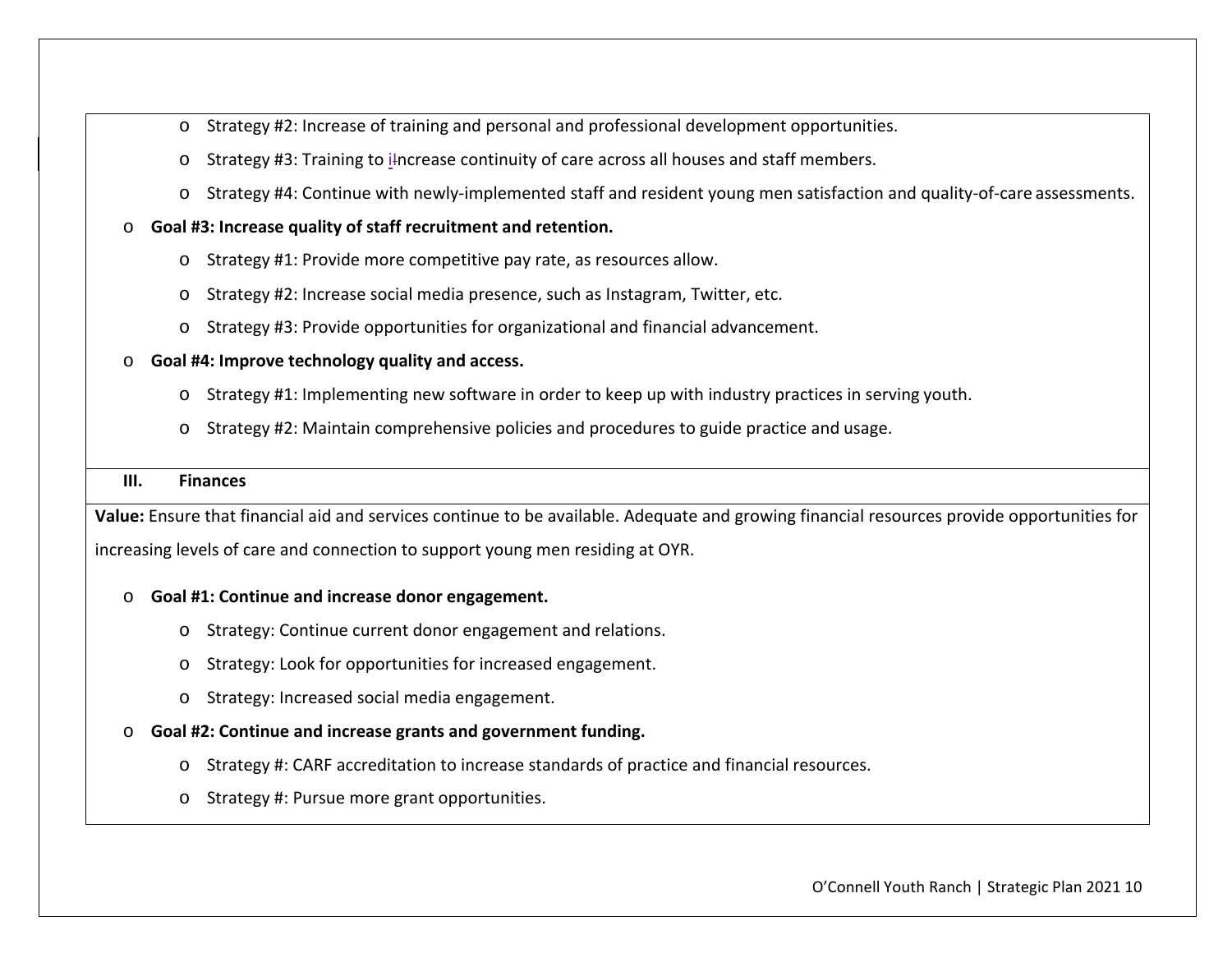- Strategy #2: Increase of training and personal and professional development opportunities.
- Strategy #3: Training to iIncrease continuity of care across all houses and staff members.
- Strategy #4: Continue with newly-implemented staff and resident young men satisfaction and quality-of-care assessments.

- **Goal #3: Increase quality of staff recruitment and retention.**
  - Strategy #1: Provide more competitive pay rate, as resources allow.
  - Strategy #2: Increase social media presence, such as Instagram, Twitter, etc.
  - Strategy #3: Provide opportunities for organizational and financial advancement.
- **Goal #4: Improve technology quality and access.**
  - Strategy #1: Implementing new software in order to keep up with industry practices in serving youth.
  - Strategy #2: Maintain comprehensive policies and procedures to guide practice and usage.

## III. Finances

**Value:** Ensure that financial aid and services continue to be available. Adequate and growing financial resources provide opportunities for increasing levels of care and connection to support young men residing at OYR.

- **Goal #1: Continue and increase donor engagement.**
  - Strategy: Continue current donor engagement and relations.
  - Strategy: Look for opportunities for increased engagement.
  - Strategy: Increased social media engagement.
- **Goal #2: Continue and increase grants and government funding.**
  - Strategy #: CARF accreditation to increase standards of practice and financial resources.
  - Strategy #: Pursue more grant opportunities.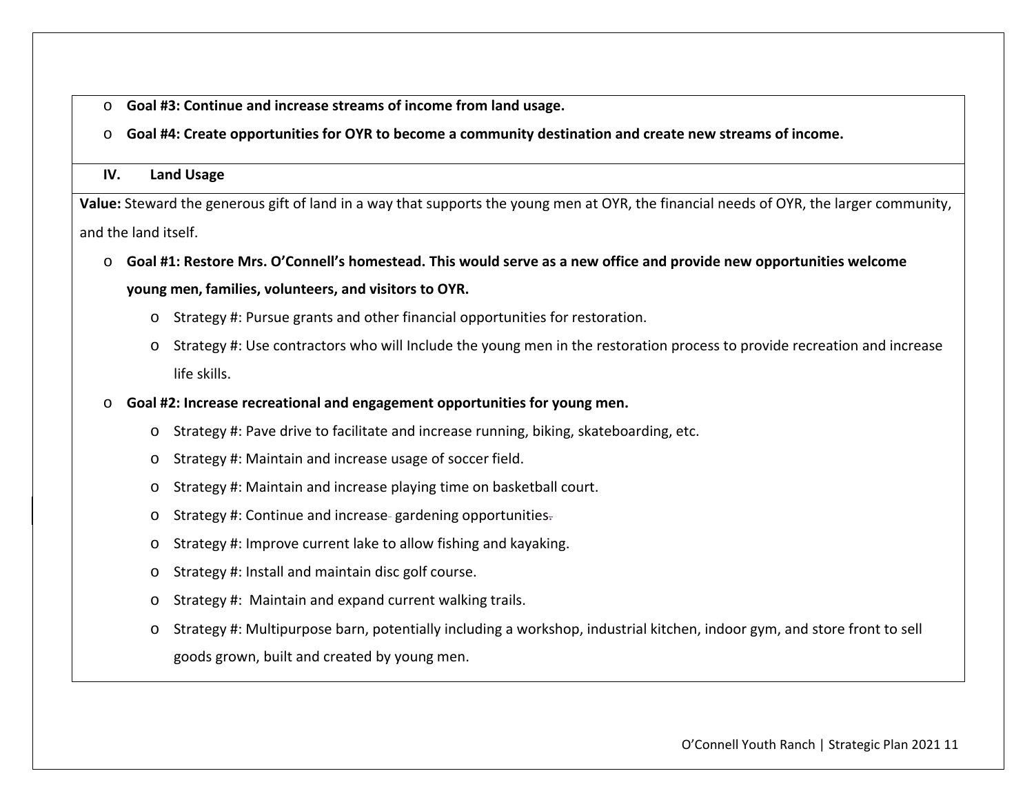- **Goal #3: Continue and increase streams of income from land usage.**
- **Goal #4: Create opportunities for OYR to become a community destination and create new streams of income.**

## IV. Land Usage

**Value:** Steward the generous gift of land in a way that supports the young men at OYR, the financial needs of OYR, the larger community, and the land itself.

- **Goal #1: Restore Mrs. O'Connell's homestead. This would serve as a new office and provide new opportunities welcome young men, families, volunteers, and visitors to OYR.**
  - Strategy #: Pursue grants and other financial opportunities for restoration.
  - Strategy #: Use contractors who will Include the young men in the restoration process to provide recreation and increase life skills.
- **Goal #2: Increase recreational and engagement opportunities for young men.**
  - Strategy #: Pave drive to facilitate and increase running, biking, skateboarding, etc.
  - Strategy #: Maintain and increase usage of soccer field.
  - Strategy #: Maintain and increase playing time on basketball court.
  - Strategy #: Continue and increase gardening opportunities.
  - Strategy #: Improve current lake to allow fishing and kayaking.
  - Strategy #: Install and maintain disc golf course.
  - Strategy #: Maintain and expand current walking trails.
  - Strategy #: Multipurpose barn, potentially including a workshop, industrial kitchen, indoor gym, and store front to sell goods grown, built and created by young men.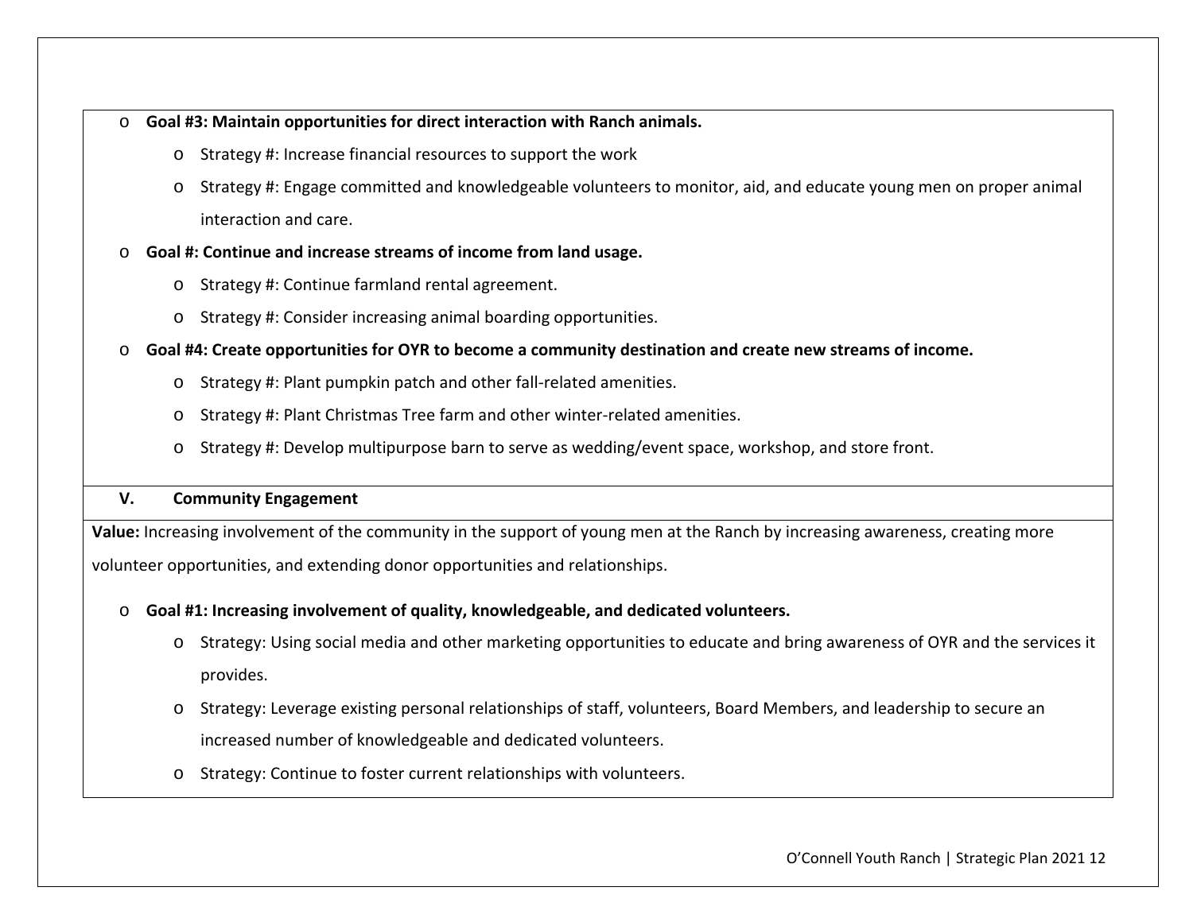- **Goal #3: Maintain opportunities for direct interaction with Ranch animals.**
  - Strategy #: Increase financial resources to support the work
  - Strategy #: Engage committed and knowledgeable volunteers to monitor, aid, and educate young men on proper animal interaction and care.
- **Goal #: Continue and increase streams of income from land usage.**
  - Strategy #: Continue farmland rental agreement.
  - Strategy #: Consider increasing animal boarding opportunities.
- **Goal #4: Create opportunities for OYR to become a community destination and create new streams of income.**
  - Strategy #: Plant pumpkin patch and other fall-related amenities.
  - Strategy #: Plant Christmas Tree farm and other winter-related amenities.
  - Strategy #: Develop multipurpose barn to serve as wedding/event space, workshop, and store front.

## V. Community Engagement

**Value:** Increasing involvement of the community in the support of young men at the Ranch by increasing awareness, creating more volunteer opportunities, and extending donor opportunities and relationships.

- **Goal #1: Increasing involvement of quality, knowledgeable, and dedicated volunteers.**
  - Strategy: Using social media and other marketing opportunities to educate and bring awareness of OYR and the services it provides.
  - Strategy: Leverage existing personal relationships of staff, volunteers, Board Members, and leadership to secure an increased number of knowledgeable and dedicated volunteers.
  - Strategy: Continue to foster current relationships with volunteers.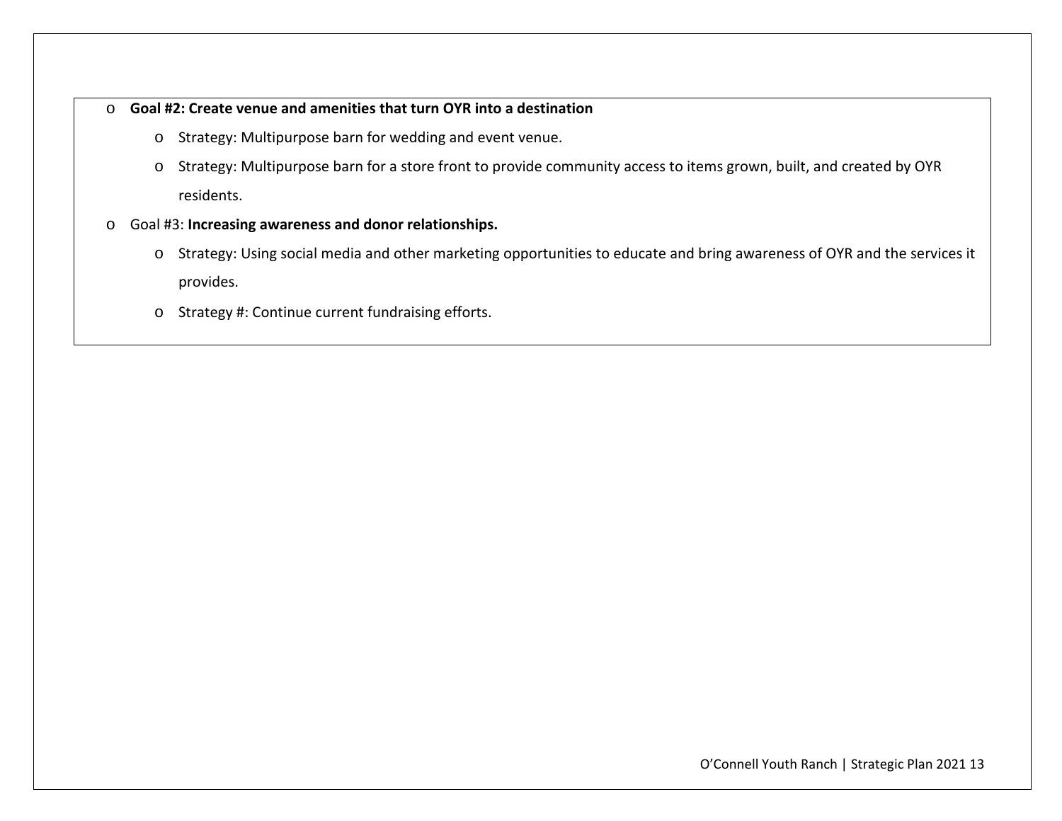- **Goal #2: Create venue and amenities that turn OYR into a destination**
  - Strategy: Multipurpose barn for wedding and event venue.
  - Strategy: Multipurpose barn for a store front to provide community access to items grown, built, and created by OYR residents.
- Goal #3: **Increasing awareness and donor relationships.**
  - Strategy: Using social media and other marketing opportunities to educate and bring awareness of OYR and the services it provides.
  - Strategy #: Continue current fundraising efforts.